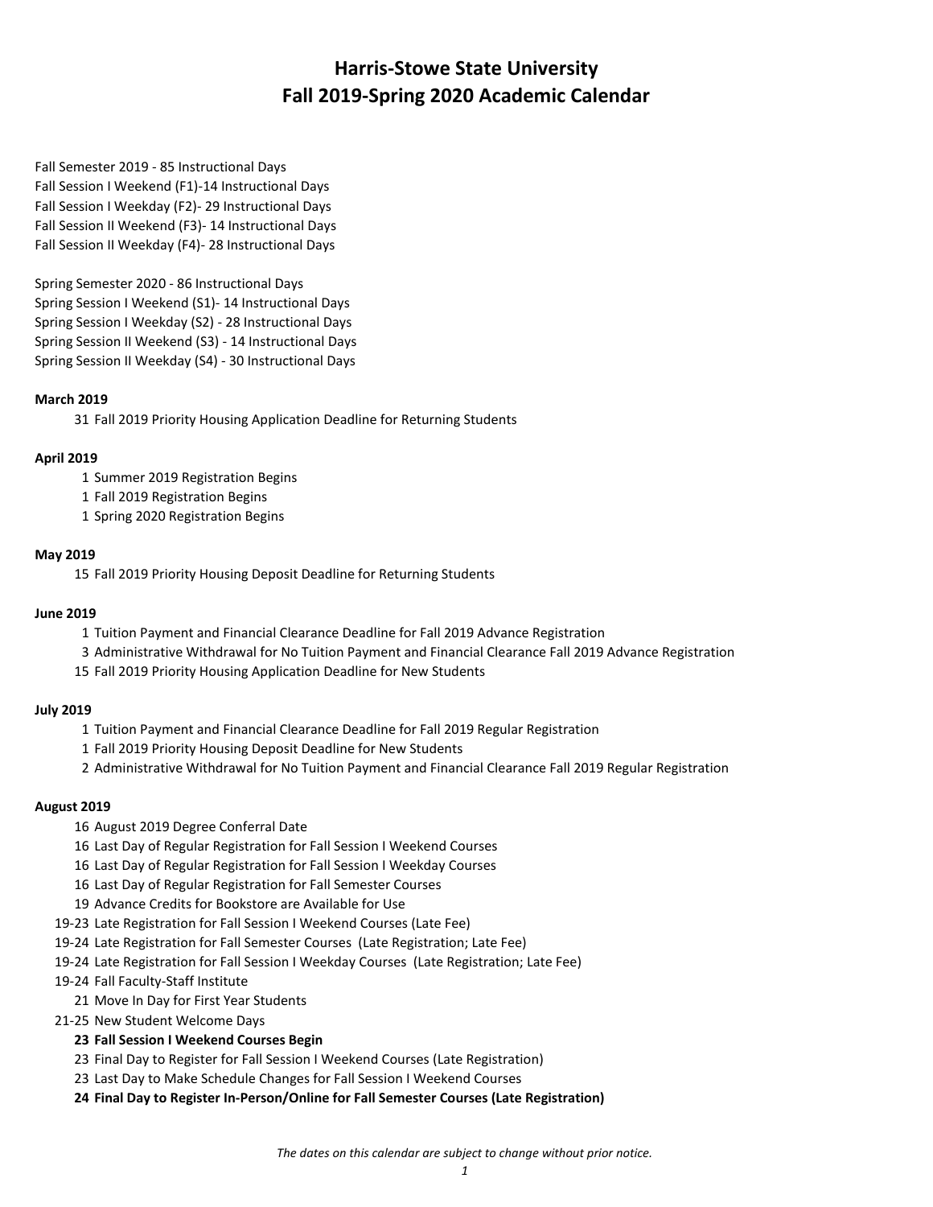# Harris-Stowe State University
# Fall 2019-Spring 2020 Academic Calendar

Fall Semester 2019 - 85 Instructional Days
Fall Session I Weekend (F1)-14 Instructional Days
Fall Session I Weekday (F2)- 29 Instructional Days
Fall Session II Weekend (F3)- 14 Instructional Days
Fall Session II Weekday (F4)- 28 Instructional Days

Spring Semester 2020 - 86 Instructional Days
Spring Session I Weekend (S1)- 14 Instructional Days
Spring Session I Weekday (S2) - 28 Instructional Days
Spring Session II Weekend (S3) - 14 Instructional Days
Spring Session II Weekday (S4) - 30 Instructional Days

**March 2019**

31 Fall 2019 Priority Housing Application Deadline for Returning Students

**April 2019**

1 Summer 2019 Registration Begins
1 Fall 2019 Registration Begins
1 Spring 2020 Registration Begins

**May 2019**

15 Fall 2019 Priority Housing Deposit Deadline for Returning Students

**June 2019**

1 Tuition Payment and Financial Clearance Deadline for Fall 2019 Advance Registration
3 Administrative Withdrawal for No Tuition Payment and Financial Clearance Fall 2019 Advance Registration
15 Fall 2019 Priority Housing Application Deadline for New Students

**July 2019**

1 Tuition Payment and Financial Clearance Deadline for Fall 2019 Regular Registration
1 Fall 2019 Priority Housing Deposit Deadline for New Students
2 Administrative Withdrawal for No Tuition Payment and Financial Clearance Fall 2019 Regular Registration

**August 2019**

16 August 2019 Degree Conferral Date
16 Last Day of Regular Registration for Fall Session I Weekend Courses
16 Last Day of Regular Registration for Fall Session I Weekday Courses
16 Last Day of Regular Registration for Fall Semester Courses
19 Advance Credits for Bookstore are Available for Use
19-23 Late Registration for Fall Session I Weekend Courses (Late Fee)
19-24 Late Registration for Fall Semester Courses (Late Registration; Late Fee)
19-24 Late Registration for Fall Session I Weekday Courses (Late Registration; Late Fee)
19-24 Fall Faculty-Staff Institute
21 Move In Day for First Year Students
21-25 New Student Welcome Days
**23 Fall Session I Weekend Courses Begin**
23 Final Day to Register for Fall Session I Weekend Courses (Late Registration)
23 Last Day to Make Schedule Changes for Fall Session I Weekend Courses
**24 Final Day to Register In-Person/Online for Fall Semester Courses (Late Registration)**

*The dates on this calendar are subject to change without prior notice.*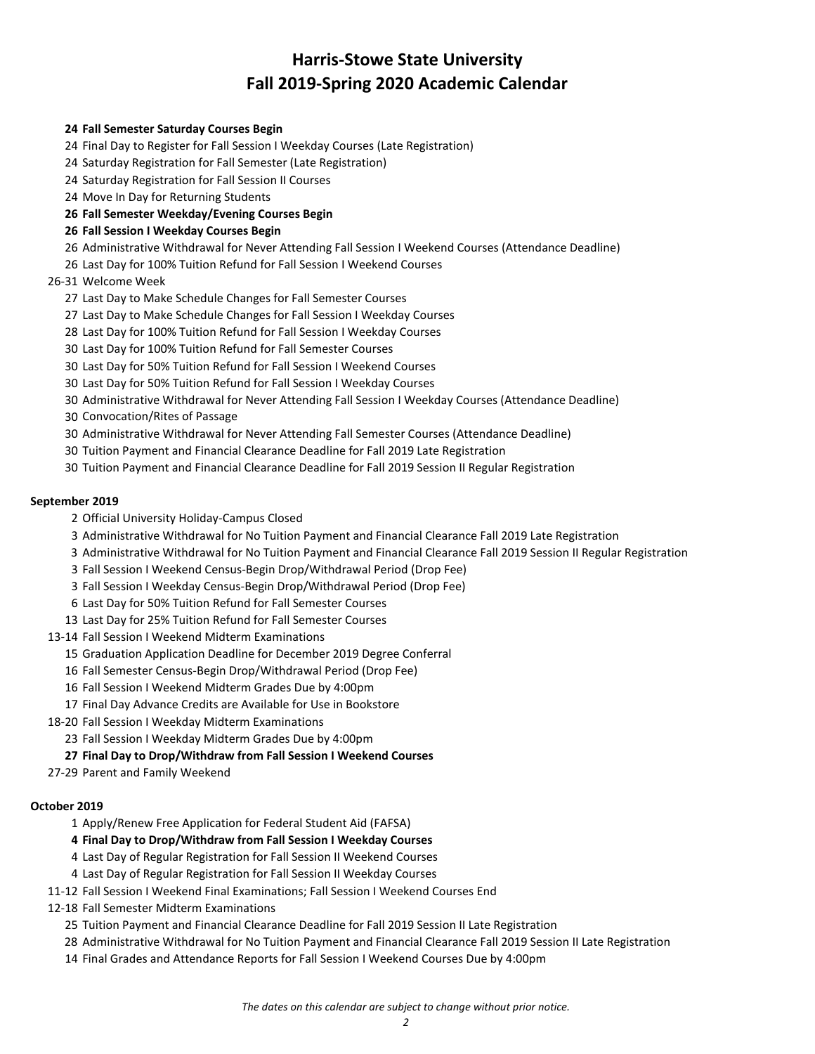# Harris-Stowe State University
# Fall 2019-Spring 2020 Academic Calendar

**24 Fall Semester Saturday Courses Begin**
24 Final Day to Register for Fall Session I Weekday Courses (Late Registration)
24 Saturday Registration for Fall Semester (Late Registration)
24 Saturday Registration for Fall Session II Courses
24 Move In Day for Returning Students
**26 Fall Semester Weekday/Evening Courses Begin**
**26 Fall Session I Weekday Courses Begin**
26 Administrative Withdrawal for Never Attending Fall Session I Weekend Courses (Attendance Deadline)
26 Last Day for 100% Tuition Refund for Fall Session I Weekend Courses
26-31 Welcome Week
27 Last Day to Make Schedule Changes for Fall Semester Courses
27 Last Day to Make Schedule Changes for Fall Session I Weekday Courses
28 Last Day for 100% Tuition Refund for Fall Session I Weekday Courses
30 Last Day for 100% Tuition Refund for Fall Semester Courses
30 Last Day for 50% Tuition Refund for Fall Session I Weekend Courses
30 Last Day for 50% Tuition Refund for Fall Session I Weekday Courses
30 Administrative Withdrawal for Never Attending Fall Session I Weekday Courses (Attendance Deadline)
30 Convocation/Rites of Passage
30 Administrative Withdrawal for Never Attending Fall Semester Courses (Attendance Deadline)
30 Tuition Payment and Financial Clearance Deadline for Fall 2019 Late Registration
30 Tuition Payment and Financial Clearance Deadline for Fall 2019 Session II Regular Registration

**September 2019**

2 Official University Holiday-Campus Closed
3 Administrative Withdrawal for No Tuition Payment and Financial Clearance Fall 2019 Late Registration
3 Administrative Withdrawal for No Tuition Payment and Financial Clearance Fall 2019 Session II Regular Registration
3 Fall Session I Weekend Census-Begin Drop/Withdrawal Period (Drop Fee)
3 Fall Session I Weekday Census-Begin Drop/Withdrawal Period (Drop Fee)
6 Last Day for 50% Tuition Refund for Fall Semester Courses
13 Last Day for 25% Tuition Refund for Fall Semester Courses
13-14 Fall Session I Weekend Midterm Examinations
15 Graduation Application Deadline for December 2019 Degree Conferral
16 Fall Semester Census-Begin Drop/Withdrawal Period (Drop Fee)
16 Fall Session I Weekend Midterm Grades Due by 4:00pm
17 Final Day Advance Credits are Available for Use in Bookstore
18-20 Fall Session I Weekday Midterm Examinations
23 Fall Session I Weekday Midterm Grades Due by 4:00pm
**27 Final Day to Drop/Withdraw from Fall Session I Weekend Courses**
27-29 Parent and Family Weekend

**October 2019**

1 Apply/Renew Free Application for Federal Student Aid (FAFSA)
**4 Final Day to Drop/Withdraw from Fall Session I Weekday Courses**
4 Last Day of Regular Registration for Fall Session II Weekend Courses
4 Last Day of Regular Registration for Fall Session II Weekday Courses
11-12 Fall Session I Weekend Final Examinations; Fall Session I Weekend Courses End
12-18 Fall Semester Midterm Examinations
25 Tuition Payment and Financial Clearance Deadline for Fall 2019 Session II Late Registration
28 Administrative Withdrawal for No Tuition Payment and Financial Clearance Fall 2019 Session II Late Registration
14 Final Grades and Attendance Reports for Fall Session I Weekend Courses Due by 4:00pm

*The dates on this calendar are subject to change without prior notice.*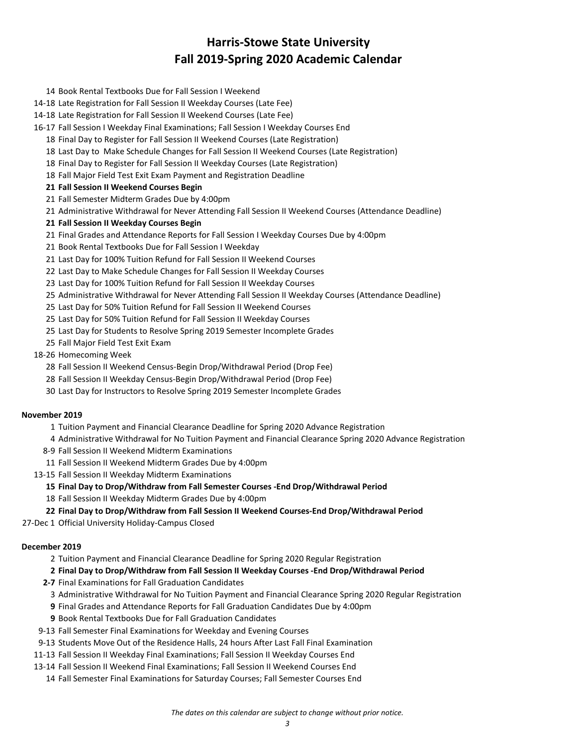# Harris-Stowe State University
# Fall 2019-Spring 2020 Academic Calendar

14 Book Rental Textbooks Due for Fall Session I Weekend
14-18 Late Registration for Fall Session II Weekday Courses (Late Fee)
14-18 Late Registration for Fall Session II Weekend Courses (Late Fee)
16-17 Fall Session I Weekday Final Examinations; Fall Session I Weekday Courses End
18 Final Day to Register for Fall Session II Weekend Courses (Late Registration)
18 Last Day to Make Schedule Changes for Fall Session II Weekend Courses (Late Registration)
18 Final Day to Register for Fall Session II Weekday Courses (Late Registration)
18 Fall Major Field Test Exit Exam Payment and Registration Deadline
**21 Fall Session II Weekend Courses Begin**
21 Fall Semester Midterm Grades Due by 4:00pm
21 Administrative Withdrawal for Never Attending Fall Session II Weekend Courses (Attendance Deadline)
**21 Fall Session II Weekday Courses Begin**
21 Final Grades and Attendance Reports for Fall Session I Weekday Courses Due by 4:00pm
21 Book Rental Textbooks Due for Fall Session I Weekday
21 Last Day for 100% Tuition Refund for Fall Session II Weekend Courses
22 Last Day to Make Schedule Changes for Fall Session II Weekday Courses
23 Last Day for 100% Tuition Refund for Fall Session II Weekday Courses
25 Administrative Withdrawal for Never Attending Fall Session II Weekday Courses (Attendance Deadline)
25 Last Day for 50% Tuition Refund for Fall Session II Weekend Courses
25 Last Day for 50% Tuition Refund for Fall Session II Weekday Courses
25 Last Day for Students to Resolve Spring 2019 Semester Incomplete Grades
25 Fall Major Field Test Exit Exam
18-26 Homecoming Week
28 Fall Session II Weekend Census-Begin Drop/Withdrawal Period (Drop Fee)
28 Fall Session II Weekday Census-Begin Drop/Withdrawal Period (Drop Fee)
30 Last Day for Instructors to Resolve Spring 2019 Semester Incomplete Grades

**November 2019**

1 Tuition Payment and Financial Clearance Deadline for Spring 2020 Advance Registration
4 Administrative Withdrawal for No Tuition Payment and Financial Clearance Spring 2020 Advance Registration
8-9 Fall Session II Weekend Midterm Examinations
11 Fall Session II Weekend Midterm Grades Due by 4:00pm
13-15 Fall Session II Weekday Midterm Examinations
**15 Final Day to Drop/Withdraw from Fall Semester Courses -End Drop/Withdrawal Period**
18 Fall Session II Weekday Midterm Grades Due by 4:00pm
**22 Final Day to Drop/Withdraw from Fall Session II Weekend Courses-End Drop/Withdrawal Period**
27-Dec 1 Official University Holiday-Campus Closed

**December 2019**

2 Tuition Payment and Financial Clearance Deadline for Spring 2020 Regular Registration
**2 Final Day to Drop/Withdraw from Fall Session II Weekday Courses -End Drop/Withdrawal Period**
**2-7** Final Examinations for Fall Graduation Candidates
3 Administrative Withdrawal for No Tuition Payment and Financial Clearance Spring 2020 Regular Registration
**9** Final Grades and Attendance Reports for Fall Graduation Candidates Due by 4:00pm
**9** Book Rental Textbooks Due for Fall Graduation Candidates
9-13 Fall Semester Final Examinations for Weekday and Evening Courses
9-13 Students Move Out of the Residence Halls, 24 hours After Last Fall Final Examination
11-13 Fall Session II Weekday Final Examinations; Fall Session II Weekday Courses End
13-14 Fall Session II Weekend Final Examinations; Fall Session II Weekend Courses End
14 Fall Semester Final Examinations for Saturday Courses; Fall Semester Courses End

*The dates on this calendar are subject to change without prior notice.*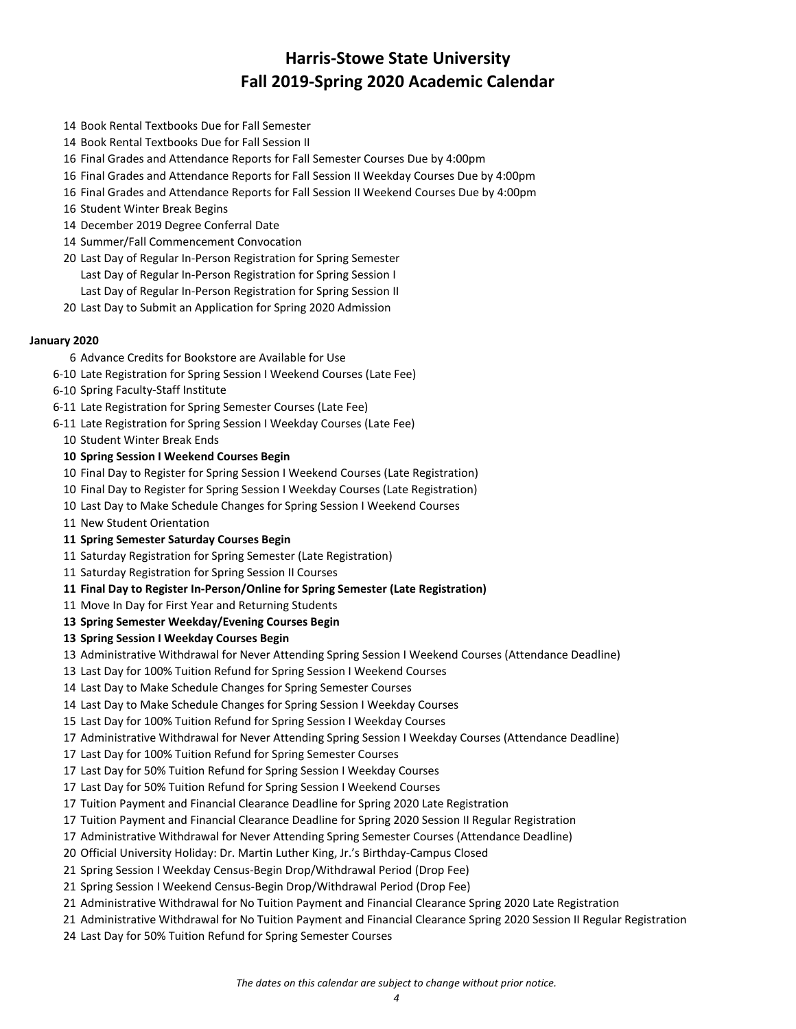# Harris-Stowe State University
# Fall 2019-Spring 2020 Academic Calendar

14 Book Rental Textbooks Due for Fall Semester
14 Book Rental Textbooks Due for Fall Session II
16 Final Grades and Attendance Reports for Fall Semester Courses Due by 4:00pm
16 Final Grades and Attendance Reports for Fall Session II Weekday Courses Due by 4:00pm
16 Final Grades and Attendance Reports for Fall Session II Weekend Courses Due by 4:00pm
16 Student Winter Break Begins
14 December 2019 Degree Conferral Date
14 Summer/Fall Commencement Convocation
20 Last Day of Regular In-Person Registration for Spring Semester
Last Day of Regular In-Person Registration for Spring Session I
Last Day of Regular In-Person Registration for Spring Session II
20 Last Day to Submit an Application for Spring 2020 Admission

**January 2020**

6 Advance Credits for Bookstore are Available for Use
6-10 Late Registration for Spring Session I Weekend Courses (Late Fee)
6-10 Spring Faculty-Staff Institute
6-11 Late Registration for Spring Semester Courses (Late Fee)
6-11 Late Registration for Spring Session I Weekday Courses (Late Fee)
10 Student Winter Break Ends
**10 Spring Session I Weekend Courses Begin**
10 Final Day to Register for Spring Session I Weekend Courses (Late Registration)
10 Final Day to Register for Spring Session I Weekday Courses (Late Registration)
10 Last Day to Make Schedule Changes for Spring Session I Weekend Courses
11 New Student Orientation
**11 Spring Semester Saturday Courses Begin**
11 Saturday Registration for Spring Semester (Late Registration)
11 Saturday Registration for Spring Session II Courses
**11 Final Day to Register In-Person/Online for Spring Semester (Late Registration)**
11 Move In Day for First Year and Returning Students
**13 Spring Semester Weekday/Evening Courses Begin**
**13 Spring Session I Weekday Courses Begin**
13 Administrative Withdrawal for Never Attending Spring Session I Weekend Courses (Attendance Deadline)
13 Last Day for 100% Tuition Refund for Spring Session I Weekend Courses
14 Last Day to Make Schedule Changes for Spring Semester Courses
14 Last Day to Make Schedule Changes for Spring Session I Weekday Courses
15 Last Day for 100% Tuition Refund for Spring Session I Weekday Courses
17 Administrative Withdrawal for Never Attending Spring Session I Weekday Courses (Attendance Deadline)
17 Last Day for 100% Tuition Refund for Spring Semester Courses
17 Last Day for 50% Tuition Refund for Spring Session I Weekday Courses
17 Last Day for 50% Tuition Refund for Spring Session I Weekend Courses
17 Tuition Payment and Financial Clearance Deadline for Spring 2020 Late Registration
17 Tuition Payment and Financial Clearance Deadline for Spring 2020 Session II Regular Registration
17 Administrative Withdrawal for Never Attending Spring Semester Courses (Attendance Deadline)
20 Official University Holiday: Dr. Martin Luther King, Jr.'s Birthday-Campus Closed
21 Spring Session I Weekday Census-Begin Drop/Withdrawal Period (Drop Fee)
21 Spring Session I Weekend Census-Begin Drop/Withdrawal Period (Drop Fee)
21 Administrative Withdrawal for No Tuition Payment and Financial Clearance Spring 2020 Late Registration
21 Administrative Withdrawal for No Tuition Payment and Financial Clearance Spring 2020 Session II Regular Registration
24 Last Day for 50% Tuition Refund for Spring Semester Courses

*The dates on this calendar are subject to change without prior notice.*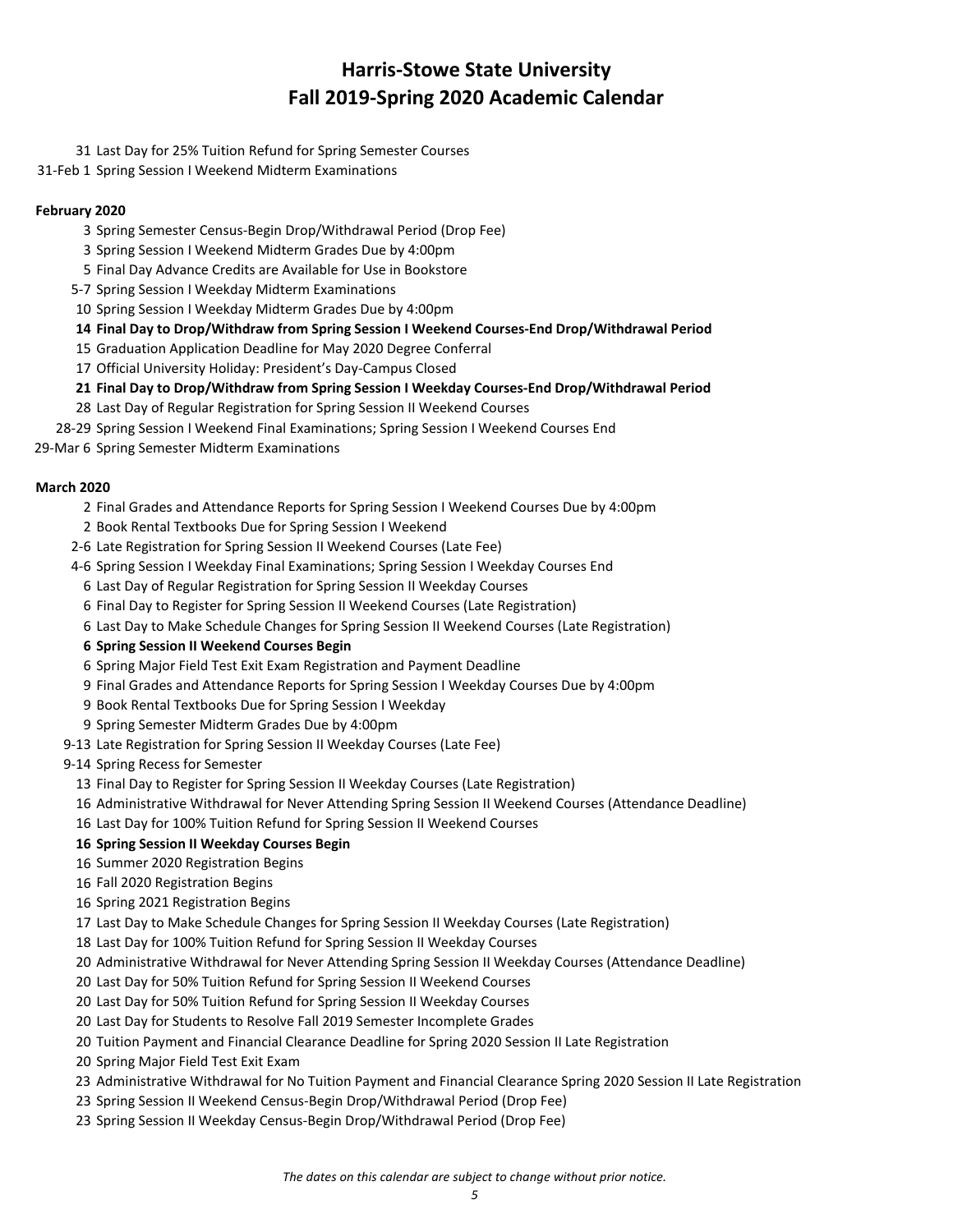# Harris-Stowe State University
## Fall 2019-Spring 2020 Academic Calendar

31 Last Day for 25% Tuition Refund for Spring Semester Courses
31-Feb 1 Spring Session I Weekend Midterm Examinations

**February 2020**

3 Spring Semester Census-Begin Drop/Withdrawal Period (Drop Fee)
3 Spring Session I Weekend Midterm Grades Due by 4:00pm
5 Final Day Advance Credits are Available for Use in Bookstore
5-7 Spring Session I Weekday Midterm Examinations
10 Spring Session I Weekday Midterm Grades Due by 4:00pm
**14 Final Day to Drop/Withdraw from Spring Session I Weekend Courses-End Drop/Withdrawal Period**
15 Graduation Application Deadline for May 2020 Degree Conferral
17 Official University Holiday: President's Day-Campus Closed
**21 Final Day to Drop/Withdraw from Spring Session I Weekday Courses-End Drop/Withdrawal Period**
28 Last Day of Regular Registration for Spring Session II Weekend Courses
28-29 Spring Session I Weekend Final Examinations; Spring Session I Weekend Courses End
29-Mar 6 Spring Semester Midterm Examinations

**March 2020**

2 Final Grades and Attendance Reports for Spring Session I Weekend Courses Due by 4:00pm
2 Book Rental Textbooks Due for Spring Session I Weekend
2-6 Late Registration for Spring Session II Weekend Courses (Late Fee)
4-6 Spring Session I Weekday Final Examinations; Spring Session I Weekday Courses End
6 Last Day of Regular Registration for Spring Session II Weekday Courses
6 Final Day to Register for Spring Session II Weekend Courses (Late Registration)
6 Last Day to Make Schedule Changes for Spring Session II Weekend Courses (Late Registration)
**6 Spring Session II Weekend Courses Begin**
6 Spring Major Field Test Exit Exam Registration and Payment Deadline
9 Final Grades and Attendance Reports for Spring Session I Weekday Courses Due by 4:00pm
9 Book Rental Textbooks Due for Spring Session I Weekday
9 Spring Semester Midterm Grades Due by 4:00pm
9-13 Late Registration for Spring Session II Weekday Courses (Late Fee)
9-14 Spring Recess for Semester
13 Final Day to Register for Spring Session II Weekday Courses (Late Registration)
16 Administrative Withdrawal for Never Attending Spring Session II Weekend Courses (Attendance Deadline)
16 Last Day for 100% Tuition Refund for Spring Session II Weekend Courses
**16 Spring Session II Weekday Courses Begin**
16 Summer 2020 Registration Begins
16 Fall 2020 Registration Begins
16 Spring 2021 Registration Begins
17 Last Day to Make Schedule Changes for Spring Session II Weekday Courses (Late Registration)
18 Last Day for 100% Tuition Refund for Spring Session II Weekday Courses
20 Administrative Withdrawal for Never Attending Spring Session II Weekday Courses (Attendance Deadline)
20 Last Day for 50% Tuition Refund for Spring Session II Weekend Courses
20 Last Day for 50% Tuition Refund for Spring Session II Weekday Courses
20 Last Day for Students to Resolve Fall 2019 Semester Incomplete Grades
20 Tuition Payment and Financial Clearance Deadline for Spring 2020 Session II Late Registration
20 Spring Major Field Test Exit Exam
23 Administrative Withdrawal for No Tuition Payment and Financial Clearance Spring 2020 Session II Late Registration
23 Spring Session II Weekend Census-Begin Drop/Withdrawal Period (Drop Fee)
23 Spring Session II Weekday Census-Begin Drop/Withdrawal Period (Drop Fee)

*The dates on this calendar are subject to change without prior notice.*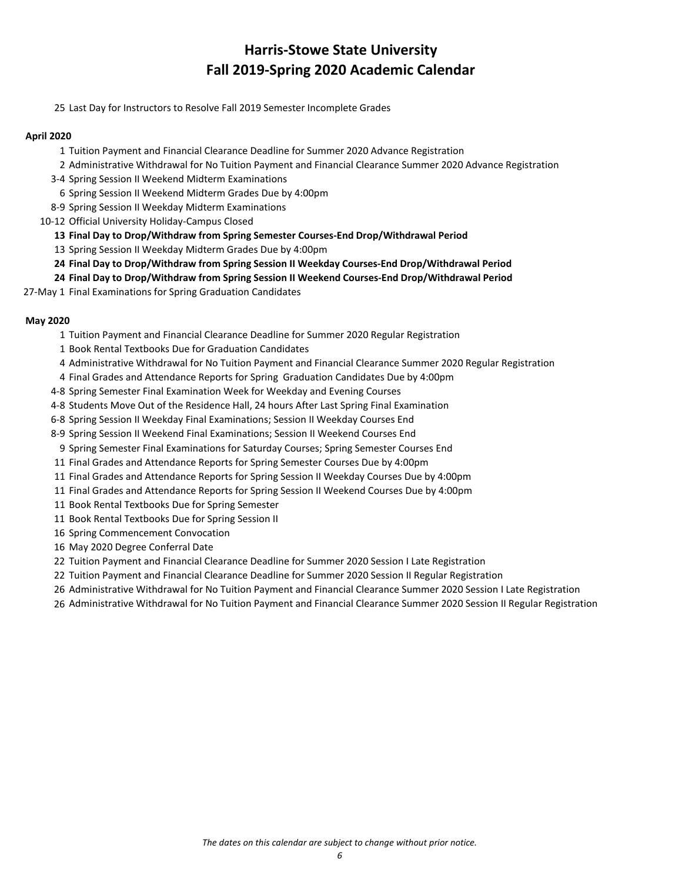# Harris-Stowe State University
# Fall 2019-Spring 2020 Academic Calendar

25 Last Day for Instructors to Resolve Fall 2019 Semester Incomplete Grades

**April 2020**

1 Tuition Payment and Financial Clearance Deadline for Summer 2020 Advance Registration
2 Administrative Withdrawal for No Tuition Payment and Financial Clearance Summer 2020 Advance Registration
3-4 Spring Session II Weekend Midterm Examinations
6 Spring Session II Weekend Midterm Grades Due by 4:00pm
8-9 Spring Session II Weekday Midterm Examinations
10-12 Official University Holiday-Campus Closed
**13 Final Day to Drop/Withdraw from Spring Semester Courses-End Drop/Withdrawal Period**
13 Spring Session II Weekday Midterm Grades Due by 4:00pm
**24 Final Day to Drop/Withdraw from Spring Session II Weekday Courses-End Drop/Withdrawal Period**
**24 Final Day to Drop/Withdraw from Spring Session II Weekend Courses-End Drop/Withdrawal Period**
27-May 1 Final Examinations for Spring Graduation Candidates

**May 2020**

1 Tuition Payment and Financial Clearance Deadline for Summer 2020 Regular Registration
1 Book Rental Textbooks Due for Graduation Candidates
4 Administrative Withdrawal for No Tuition Payment and Financial Clearance Summer 2020 Regular Registration
4 Final Grades and Attendance Reports for Spring Graduation Candidates Due by 4:00pm
4-8 Spring Semester Final Examination Week for Weekday and Evening Courses
4-8 Students Move Out of the Residence Hall, 24 hours After Last Spring Final Examination
6-8 Spring Session II Weekday Final Examinations; Session II Weekday Courses End
8-9 Spring Session II Weekend Final Examinations; Session II Weekend Courses End
9 Spring Semester Final Examinations for Saturday Courses; Spring Semester Courses End
11 Final Grades and Attendance Reports for Spring Semester Courses Due by 4:00pm
11 Final Grades and Attendance Reports for Spring Session II Weekday Courses Due by 4:00pm
11 Final Grades and Attendance Reports for Spring Session II Weekend Courses Due by 4:00pm
11 Book Rental Textbooks Due for Spring Semester
11 Book Rental Textbooks Due for Spring Session II
16 Spring Commencement Convocation
16 May 2020 Degree Conferral Date
22 Tuition Payment and Financial Clearance Deadline for Summer 2020 Session I Late Registration
22 Tuition Payment and Financial Clearance Deadline for Summer 2020 Session II Regular Registration
26 Administrative Withdrawal for No Tuition Payment and Financial Clearance Summer 2020 Session I Late Registration
26 Administrative Withdrawal for No Tuition Payment and Financial Clearance Summer 2020 Session II Regular Registration

*The dates on this calendar are subject to change without prior notice.*